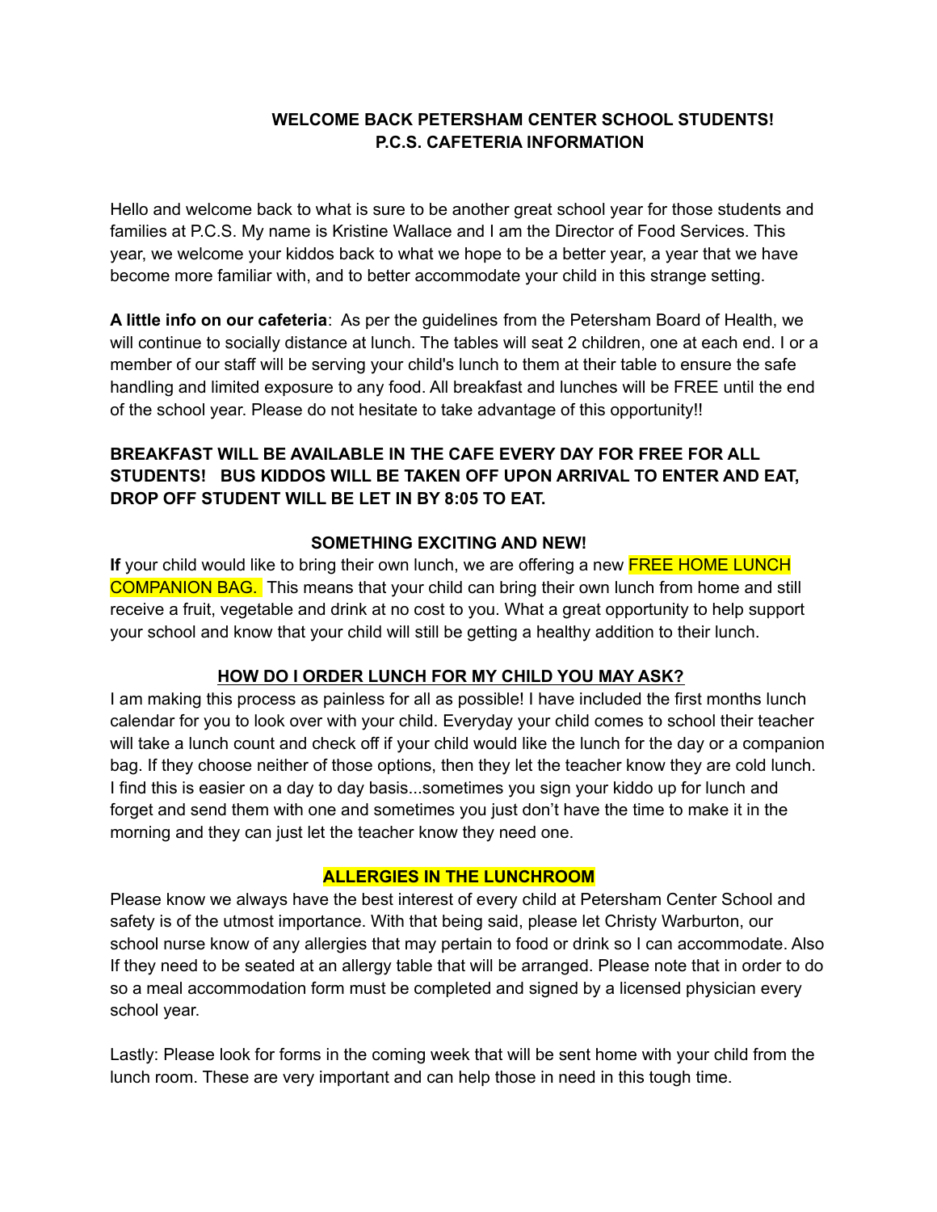# WELCOME BACK PETERSHAM CENTER SCHOOL STUDENTS!
## P.C.S. CAFETERIA INFORMATION

Hello and welcome back to what is sure to be another great school year for those students and families at P.C.S. My name is Kristine Wallace and I am the Director of Food Services. This year, we welcome your kiddos back to what we hope to be a better year, a year that we have become more familiar with, and to better accommodate your child in this strange setting.

**A little info on our cafeteria**: As per the guidelines from the Petersham Board of Health, we will continue to socially distance at lunch. The tables will seat 2 children, one at each end. I or a member of our staff will be serving your child's lunch to them at their table to ensure the safe handling and limited exposure to any food. All breakfast and lunches will be FREE until the end of the school year. Please do not hesitate to take advantage of this opportunity!!

**BREAKFAST WILL BE AVAILABLE IN THE CAFE EVERY DAY FOR FREE FOR ALL STUDENTS! BUS KIDDOS WILL BE TAKEN OFF UPON ARRIVAL TO ENTER AND EAT, DROP OFF STUDENT WILL BE LET IN BY 8:05 TO EAT.**

### SOMETHING EXCITING AND NEW!

**If** your child would like to bring their own lunch, we are offering a new FREE HOME LUNCH COMPANION BAG. This means that your child can bring their own lunch from home and still receive a fruit, vegetable and drink at no cost to you. What a great opportunity to help support your school and know that your child will still be getting a healthy addition to their lunch.

### HOW DO I ORDER LUNCH FOR MY CHILD YOU MAY ASK?

I am making this process as painless for all as possible! I have included the first months lunch calendar for you to look over with your child. Everyday your child comes to school their teacher will take a lunch count and check off if your child would like the lunch for the day or a companion bag. If they choose neither of those options, then they let the teacher know they are cold lunch. I find this is easier on a day to day basis...sometimes you sign your kiddo up for lunch and forget and send them with one and sometimes you just don't have the time to make it in the morning and they can just let the teacher know they need one.

### ALLERGIES IN THE LUNCHROOM

Please know we always have the best interest of every child at Petersham Center School and safety is of the utmost importance. With that being said, please let Christy Warburton, our school nurse know of any allergies that may pertain to food or drink so I can accommodate. Also If they need to be seated at an allergy table that will be arranged. Please note that in order to do so a meal accommodation form must be completed and signed by a licensed physician every school year.

Lastly: Please look for forms in the coming week that will be sent home with your child from the lunch room. These are very important and can help those in need in this tough time.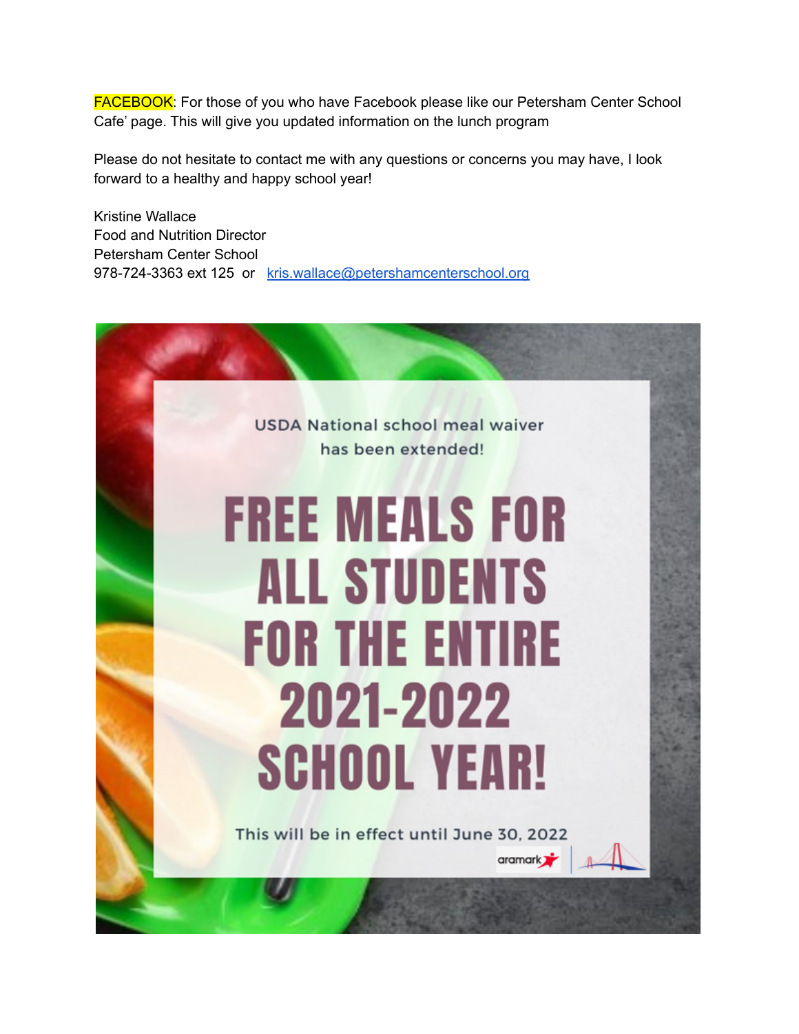**FACEBOOK**: For those of you who have Facebook please like our Petersham Center School Cafe' page. This will give you updated information on the lunch program

Please do not hesitate to contact me with any questions or concerns you may have, I look forward to a healthy and happy school year!

Kristine Wallace
Food and Nutrition Director
Petersham Center School
978-724-3363 ext 125 or [kris.wallace@petershamcenterschool.org](mailto:kris.wallace@petershamcenterschool.org)

USDA National school meal waiver has been extended!

# FREE MEALS FOR ALL STUDENTS FOR THE ENTIRE 2021-2022 SCHOOL YEAR!

This will be in effect until June 30, 2022

aramark